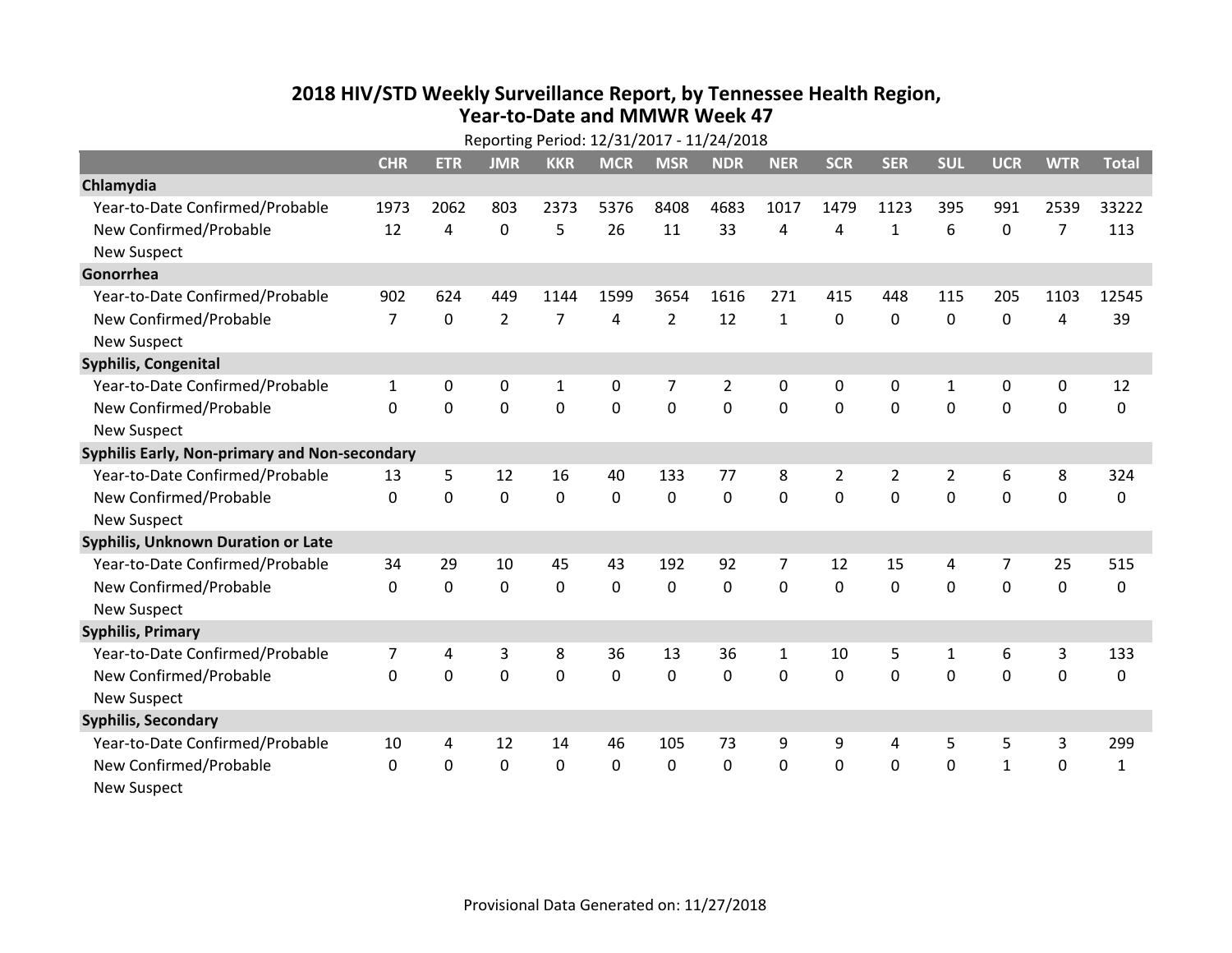# 2018 HIV/STD Weekly Surveillance Report, by Tennessee Health Region, Year-to-Date and MMWR Week 47

Reporting Period: 12/31/2017 - 11/24/2018

| | CHR | ETR | JMR | KKR | MCR | MSR | NDR | NER | SCR | SER | SUL | UCR | WTR | Total |
|---|---|---|---|---|---|---|---|---|---|---|---|---|---|---|
| **Chlamydia** | | | | | | | | | | | | | | |
| Year-to-Date Confirmed/Probable | 1973 | 2062 | 803 | 2373 | 5376 | 8408 | 4683 | 1017 | 1479 | 1123 | 395 | 991 | 2539 | 33222 |
| New Confirmed/Probable | 12 | 4 | 0 | 5 | 26 | 11 | 33 | 4 | 4 | 1 | 6 | 0 | 7 | 113 |
| New Suspect | | | | | | | | | | | | | | |
| **Gonorrhea** | | | | | | | | | | | | | | |
| Year-to-Date Confirmed/Probable | 902 | 624 | 449 | 1144 | 1599 | 3654 | 1616 | 271 | 415 | 448 | 115 | 205 | 1103 | 12545 |
| New Confirmed/Probable | 7 | 0 | 2 | 7 | 4 | 2 | 12 | 1 | 0 | 0 | 0 | 0 | 4 | 39 |
| New Suspect | | | | | | | | | | | | | | |
| **Syphilis, Congenital** | | | | | | | | | | | | | | |
| Year-to-Date Confirmed/Probable | 1 | 0 | 0 | 1 | 0 | 7 | 2 | 0 | 0 | 0 | 1 | 0 | 0 | 12 |
| New Confirmed/Probable | 0 | 0 | 0 | 0 | 0 | 0 | 0 | 0 | 0 | 0 | 0 | 0 | 0 | 0 |
| New Suspect | | | | | | | | | | | | | | |
| **Syphilis Early, Non-primary and Non-secondary** | | | | | | | | | | | | | | |
| Year-to-Date Confirmed/Probable | 13 | 5 | 12 | 16 | 40 | 133 | 77 | 8 | 2 | 2 | 2 | 6 | 8 | 324 |
| New Confirmed/Probable | 0 | 0 | 0 | 0 | 0 | 0 | 0 | 0 | 0 | 0 | 0 | 0 | 0 | 0 |
| New Suspect | | | | | | | | | | | | | | |
| **Syphilis, Unknown Duration or Late** | | | | | | | | | | | | | | |
| Year-to-Date Confirmed/Probable | 34 | 29 | 10 | 45 | 43 | 192 | 92 | 7 | 12 | 15 | 4 | 7 | 25 | 515 |
| New Confirmed/Probable | 0 | 0 | 0 | 0 | 0 | 0 | 0 | 0 | 0 | 0 | 0 | 0 | 0 | 0 |
| New Suspect | | | | | | | | | | | | | | |
| **Syphilis, Primary** | | | | | | | | | | | | | | |
| Year-to-Date Confirmed/Probable | 7 | 4 | 3 | 8 | 36 | 13 | 36 | 1 | 10 | 5 | 1 | 6 | 3 | 133 |
| New Confirmed/Probable | 0 | 0 | 0 | 0 | 0 | 0 | 0 | 0 | 0 | 0 | 0 | 0 | 0 | 0 |
| New Suspect | | | | | | | | | | | | | | |
| **Syphilis, Secondary** | | | | | | | | | | | | | | |
| Year-to-Date Confirmed/Probable | 10 | 4 | 12 | 14 | 46 | 105 | 73 | 9 | 9 | 4 | 5 | 5 | 3 | 299 |
| New Confirmed/Probable | 0 | 0 | 0 | 0 | 0 | 0 | 0 | 0 | 0 | 0 | 0 | 1 | 0 | 1 |
| New Suspect | | | | | | | | | | | | | | |

Provisional Data Generated on: 11/27/2018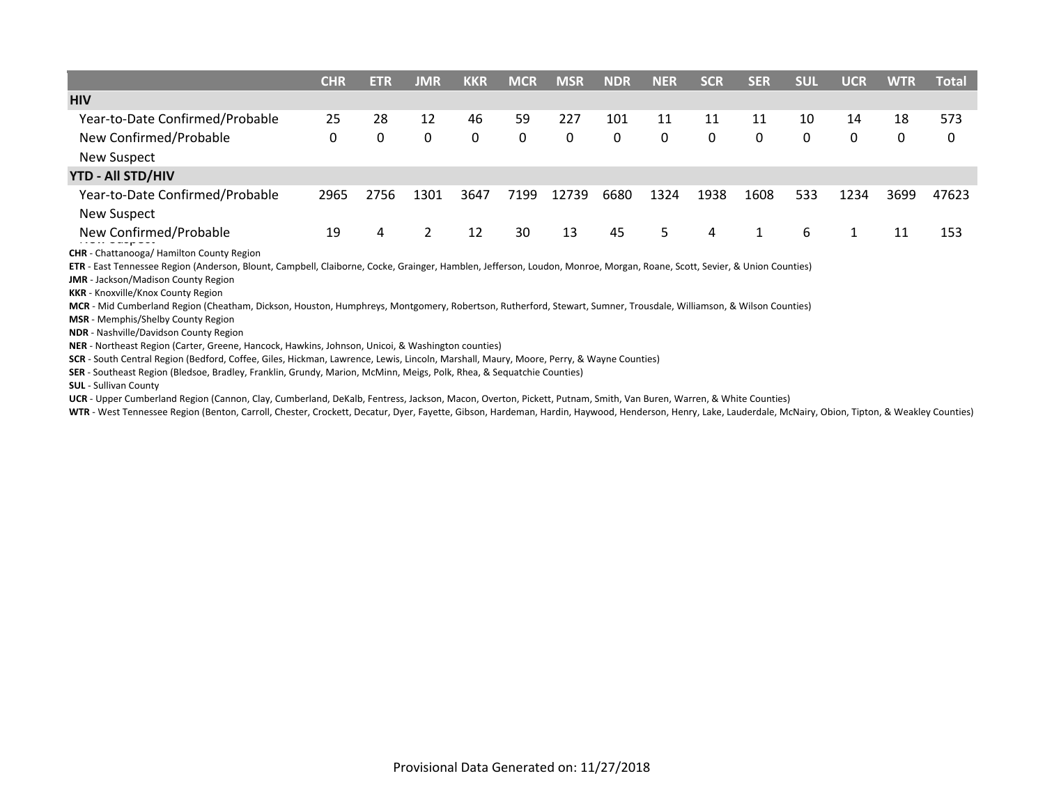| | CHR | ETR | JMR | KKR | MCR | MSR | NDR | NER | SCR | SER | SUL | UCR | WTR | Total |
|---|---|---|---|---|---|---|---|---|---|---|---|---|---|---|
| **HIV** | | | | | | | | | | | | | | |
| Year-to-Date Confirmed/Probable | 25 | 28 | 12 | 46 | 59 | 227 | 101 | 11 | 11 | 11 | 10 | 14 | 18 | 573 |
| New Confirmed/Probable | 0 | 0 | 0 | 0 | 0 | 0 | 0 | 0 | 0 | 0 | 0 | 0 | 0 | 0 |
| New Suspect | | | | | | | | | | | | | | |
| **YTD - All STD/HIV** | | | | | | | | | | | | | | |
| Year-to-Date Confirmed/Probable | 2965 | 2756 | 1301 | 3647 | 7199 | 12739 | 6680 | 1324 | 1938 | 1608 | 533 | 1234 | 3699 | 47623 |
| New Suspect | | | | | | | | | | | | | | |
| New Confirmed/Probable | 19 | 4 | 2 | 12 | 30 | 13 | 45 | 5 | 4 | 1 | 6 | 1 | 11 | 153 |

**CHR** - Chattanooga/ Hamilton County Region

**ETR** - East Tennessee Region (Anderson, Blount, Campbell, Claiborne, Cocke, Grainger, Hamblen, Jefferson, Loudon, Monroe, Morgan, Roane, Scott, Sevier, & Union Counties)

**JMR** - Jackson/Madison County Region

**KKR** - Knoxville/Knox County Region

**MCR** - Mid Cumberland Region (Cheatham, Dickson, Houston, Humphreys, Montgomery, Robertson, Rutherford, Stewart, Sumner, Trousdale, Williamson, & Wilson Counties)

**MSR** - Memphis/Shelby County Region

**NDR** - Nashville/Davidson County Region

**NER** - Northeast Region (Carter, Greene, Hancock, Hawkins, Johnson, Unicoi, & Washington counties)

**SCR** - South Central Region (Bedford, Coffee, Giles, Hickman, Lawrence, Lewis, Lincoln, Marshall, Maury, Moore, Perry, & Wayne Counties)

**SER** - Southeast Region (Bledsoe, Bradley, Franklin, Grundy, Marion, McMinn, Meigs, Polk, Rhea, & Sequatchie Counties)

**SUL** - Sullivan County

**UCR** - Upper Cumberland Region (Cannon, Clay, Cumberland, DeKalb, Fentress, Jackson, Macon, Overton, Pickett, Putnam, Smith, Van Buren, Warren, & White Counties)

**WTR** - West Tennessee Region (Benton, Carroll, Chester, Crockett, Decatur, Dyer, Fayette, Gibson, Hardeman, Hardin, Haywood, Henderson, Henry, Lake, Lauderdale, McNairy, Obion, Tipton, & Weakley Counties)

Provisional Data Generated on: 11/27/2018